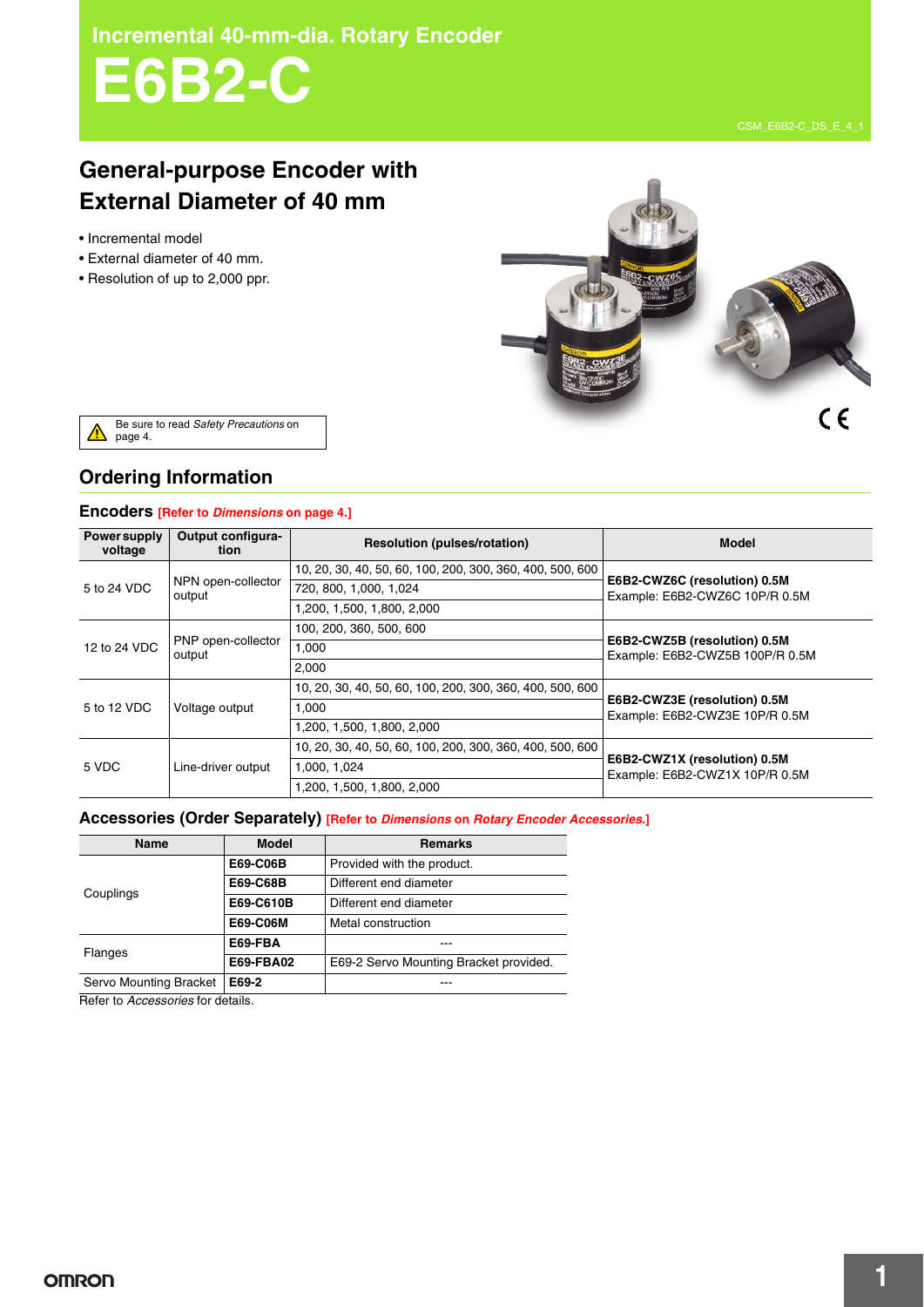# Incremental 40-mm-dia. Rotary Encoder

# E6B2-C

CSM_E6B2-C_DS_E_4_1

## General-purpose Encoder with External Diameter of 40 mm

- Incremental model
- External diameter of 40 mm.
- Resolution of up to 2,000 ppr.

Be sure to read *Safety Precautions* on page 4.

## Ordering Information

### Encoders [Refer to *Dimensions* on page 4.]

| Power supply voltage | Output configuration | Resolution (pulses/rotation) | Model |
|---|---|---|---|
| 5 to 24 VDC | NPN open-collector output | 10, 20, 30, 40, 50, 60, 100, 200, 300, 360, 400, 500, 600 | **E6B2-CWZ6C (resolution) 0.5M** Example: E6B2-CWZ6C 10P/R 0.5M |
| | | 720, 800, 1,000, 1,024 | |
| | | 1,200, 1,500, 1,800, 2,000 | |
| 12 to 24 VDC | PNP open-collector output | 100, 200, 360, 500, 600 | **E6B2-CWZ5B (resolution) 0.5M** Example: E6B2-CWZ5B 100P/R 0.5M |
| | | 1,000 | |
| | | 2,000 | |
| 5 to 12 VDC | Voltage output | 10, 20, 30, 40, 50, 60, 100, 200, 300, 360, 400, 500, 600 | **E6B2-CWZ3E (resolution) 0.5M** Example: E6B2-CWZ3E 10P/R 0.5M |
| | | 1,000 | |
| | | 1,200, 1,500, 1,800, 2,000 | |
| 5 VDC | Line-driver output | 10, 20, 30, 40, 50, 60, 100, 200, 300, 360, 400, 500, 600 | **E6B2-CWZ1X (resolution) 0.5M** Example: E6B2-CWZ1X 10P/R 0.5M |
| | | 1,000, 1,024 | |
| | | 1,200, 1,500, 1,800, 2,000 | |

### Accessories (Order Separately) [Refer to *Dimensions* on *Rotary Encoder Accessories*.]

| Name | Model | Remarks |
|---|---|---|
| Couplings | **E69-C06B** | Provided with the product. |
| | **E69-C68B** | Different end diameter |
| | **E69-C610B** | Different end diameter |
| | **E69-C06M** | Metal construction |
| Flanges | **E69-FBA** | --- |
| | **E69-FBA02** | E69-2 Servo Mounting Bracket provided. |
| Servo Mounting Bracket | **E69-2** | --- |

Refer to *Accessories* for details.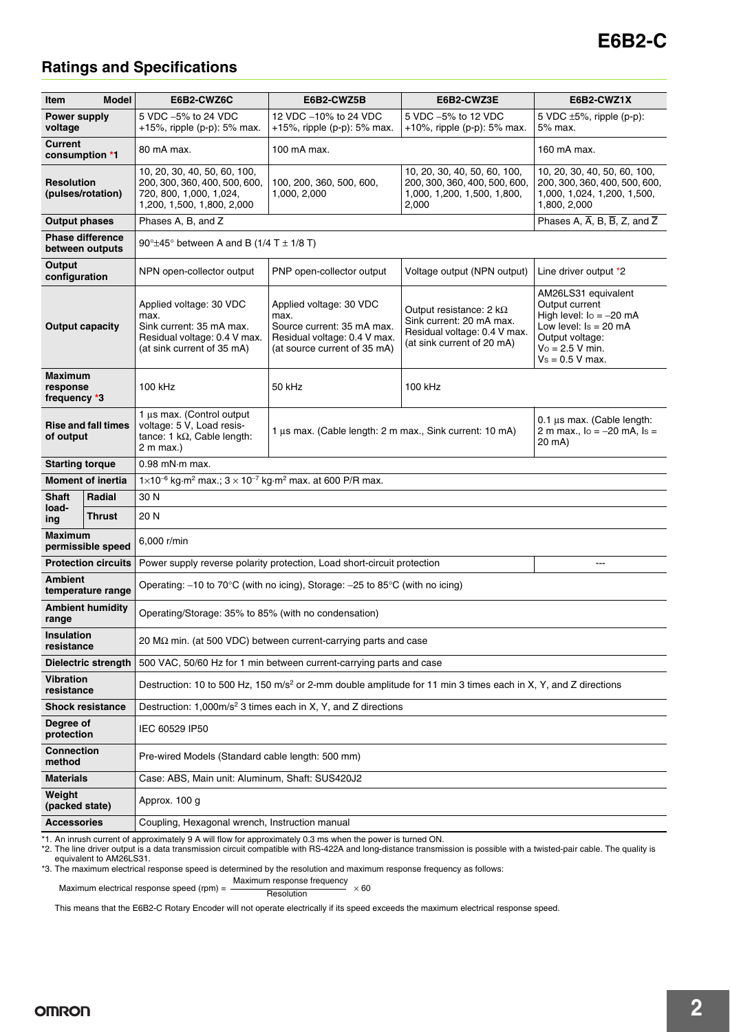## Ratings and Specifications

| Item | | E6B2-CWZ6C | E6B2-CWZ5B | E6B2-CWZ3E | E6B2-CWZ1X |
|---|---|---|---|---|---|
| Power supply voltage | | 5 VDC −5% to 24 VDC +15%, ripple (p-p): 5% max. | 12 VDC −10% to 24 VDC +15%, ripple (p-p): 5% max. | 5 VDC −5% to 12 VDC +10%, ripple (p-p): 5% max. | 5 VDC ±5%, ripple (p-p): 5% max. |
| Current consumption *1 | | 80 mA max. | 100 mA max. | | 160 mA max. |
| Resolution (pulses/rotation) | | 10, 20, 30, 40, 50, 60, 100, 200, 300, 360, 400, 500, 600, 720, 800, 1,000, 1,024, 1,200, 1,500, 1,800, 2,000 | 100, 200, 360, 500, 600, 1,000, 2,000 | 10, 20, 30, 40, 50, 60, 100, 200, 300, 360, 400, 500, 600, 1,000, 1,200, 1,500, 1,800, 2,000 | 10, 20, 30, 40, 50, 60, 100, 200, 300, 360, 400, 500, 600, 1,000, 1,024, 1,200, 1,500, 1,800, 2,000 |
| Output phases | | Phases A, B, and Z | | | Phases A, $\overline{A}$, B, $\overline{B}$, Z, and $\overline{Z}$ |
| Phase difference between outputs | | 90°±45° between A and B (1/4 T ± 1/8 T) | | | |
| Output configuration | | NPN open-collector output | PNP open-collector output | Voltage output (NPN output) | Line driver output *2 |
| Output capacity | | Applied voltage: 30 VDC max. Sink current: 35 mA max. Residual voltage: 0.4 V max. (at sink current of 35 mA) | Applied voltage: 30 VDC max. Source current: 35 mA max. Residual voltage: 0.4 V max. (at source current of 35 mA) | Output resistance: 2 kΩ Sink current: 20 mA max. Residual voltage: 0.4 V max. (at sink current of 20 mA) | AM26LS31 equivalent Output current High level: $I_O$ = −20 mA Low level: $I_S$ = 20 mA Output voltage: $V_O$ = 2.5 V min. $V_S$ = 0.5 V max. |
| Maximum response frequency *3 | | 100 kHz | 50 kHz | 100 kHz | |
| Rise and fall times of output | | 1 µs max. (Control output voltage: 5 V, Load resistance: 1 kΩ, Cable length: 2 m max.) | 1 µs max. (Cable length: 2 m max., Sink current: 10 mA) | | 0.1 µs max. (Cable length: 2 m max., $I_O$ = −20 mA, $I_S$ = 20 mA) |
| Starting torque | | 0.98 mN·m max. | | | |
| Moment of inertia | | $1\times10^{-6}$ kg·m$^2$ max.; $3\times10^{-7}$ kg·m$^2$ max. at 600 P/R max. | | | |
| Shaft loading | Radial | 30 N | | | |
| | Thrust | 20 N | | | |
| Maximum permissible speed | | 6,000 r/min | | | |
| Protection circuits | | Power supply reverse polarity protection, Load short-circuit protection | | | --- |
| Ambient temperature range | | Operating: −10 to 70°C (with no icing), Storage: −25 to 85°C (with no icing) | | | |
| Ambient humidity range | | Operating/Storage: 35% to 85% (with no condensation) | | | |
| Insulation resistance | | 20 MΩ min. (at 500 VDC) between current-carrying parts and case | | | |
| Dielectric strength | | 500 VAC, 50/60 Hz for 1 min between current-carrying parts and case | | | |
| Vibration resistance | | Destruction: 10 to 500 Hz, 150 m/s$^2$ or 2-mm double amplitude for 11 min 3 times each in X, Y, and Z directions | | | |
| Shock resistance | | Destruction: 1,000m/s$^2$ 3 times each in X, Y, and Z directions | | | |
| Degree of protection | | IEC 60529 IP50 | | | |
| Connection method | | Pre-wired Models (Standard cable length: 500 mm) | | | |
| Materials | | Case: ABS, Main unit: Aluminum, Shaft: SUS420J2 | | | |
| Weight (packed state) | | Approx. 100 g | | | |
| Accessories | | Coupling, Hexagonal wrench, Instruction manual | | | |

*1. An inrush current of approximately 9 A will flow for approximately 0.3 ms when the power is turned ON.

*2. The line driver output is a data transmission circuit compatible with RS-422A and long-distance transmission is possible with a twisted-pair cable. The quality is equivalent to AM26LS31.

*3. The maximum electrical response speed is determined by the resolution and maximum response frequency as follows:

$$\text{Maximum electrical response speed (rpm)} = \frac{\text{Maximum response frequency}}{\text{Resolution}} \times 60$$

This means that the E6B2-C Rotary Encoder will not operate electrically if its speed exceeds the maximum electrical response speed.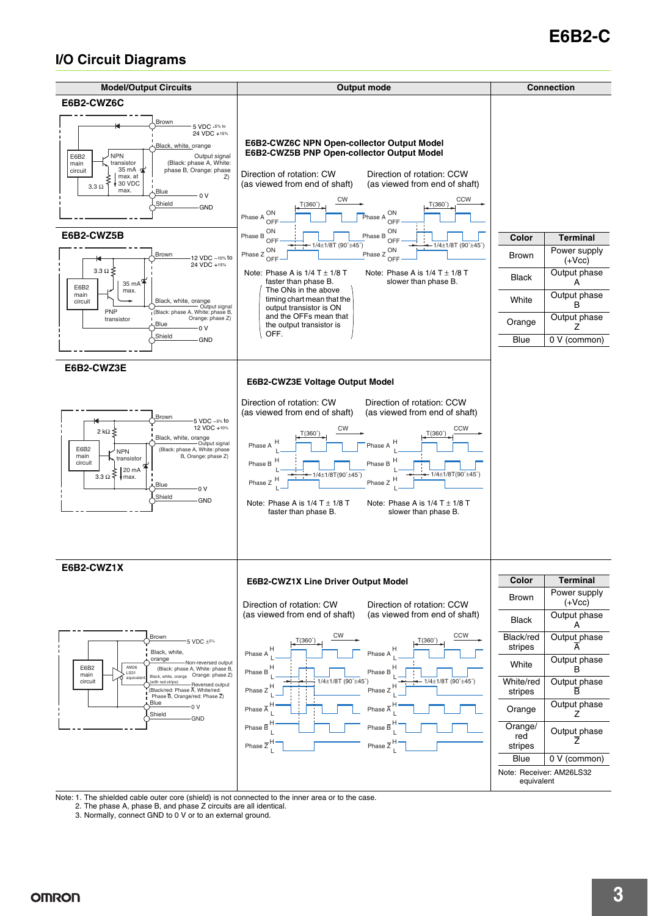## I/O Circuit Diagrams

| Model/Output Circuits | Output mode | Connection |
|---|---|---|
| **E6B2-CWZ6C** | **E6B2-CWZ6C NPN Open-collector Output Model**<br>**E6B2-CWZ5B PNP Open-collector Output Model** | |
| **E6B2-CWZ5B** | | |
| **E6B2-CWZ3E** | **E6B2-CWZ3E Voltage Output Model** | |
| **E6B2-CWZ1X** | **E6B2-CWZ1X Line Driver Output Model** | |

### E6B2-CWZ6C

Brown: 5 VDC −5% to 24 VDC +15%

Black, white, orange: Output signal (Black: phase A, White: phase B, Orange: phase Z)

E6B2 main circuit; NPN transistor, 35 mA max. at 30 VDC max.; 3.3 Ω

Blue: 0 V

Shield: GND

### E6B2-CWZ5B

Brown: 12 VDC −10% to 24 VDC +15%

3.3 Ω; 35 mA max.

E6B2 main circuit; PNP transistor

Black, white, orange: Output signal (Black: phase A, White: phase B, Orange: phase Z)

Blue: 0 V

Shield: GND

### E6B2-CWZ6C NPN Open-collector Output Model / E6B2-CWZ5B PNP Open-collector Output Model

Direction of rotation: CW (as viewed from end of shaft)

Direction of rotation: CCW (as viewed from end of shaft)

Phase A, Phase B, Phase Z: ON/OFF; T(360°); 1/4±1/8T (90°±45°)

Note: Phase A is 1/4 T ± 1/8 T faster than phase B. The ONs in the above timing chart mean that the output transistor is ON and the OFFs mean that the output transistor is OFF.

Note: Phase A is 1/4 T ± 1/8 T slower than phase B.

| Color | Terminal |
|---|---|
| Brown | Power supply (+Vcc) |
| Black | Output phase A |
| White | Output phase B |
| Orange | Output phase Z |
| Blue | 0 V (common) |

### E6B2-CWZ3E

Brown: 5 VDC −5% to 12 VDC +10%

2 kΩ

Black, white, orange: Output signal (Black: phase A, White: phase B, Orange: phase Z)

E6B2 main circuit; NPN transistor; 20 mA max.; 3.3 Ω

Blue: 0 V

Shield: GND

### E6B2-CWZ3E Voltage Output Model

Direction of rotation: CW (as viewed from end of shaft)

Direction of rotation: CCW (as viewed from end of shaft)

Phase A, Phase B, Phase Z: H/L; T(360°); 1/4±1/8T(90°±45°)

Note: Phase A is 1/4 T ± 1/8 T faster than phase B.

Note: Phase A is 1/4 T ± 1/8 T slower than phase B.

### E6B2-CWZ1X

Brown: 5 VDC ±5%

Black, white, orange: Non-reversed output (Black: phase A, White: phase B, Orange: phase Z)

E6B2 main circuit; AM26LS31 equivalent

Black, white, orange (with red stripe): Reversed output (Black/red: Phase $\overline{A}$, White/red: Phase $\overline{B}$, Orange/red: Phase $\overline{Z}$)

Blue: 0 V

Shield: GND

### E6B2-CWZ1X Line Driver Output Model

Direction of rotation: CW (as viewed from end of shaft)

Direction of rotation: CCW (as viewed from end of shaft)

Phase A, Phase B, Phase Z, Phase $\overline{A}$, Phase $\overline{B}$, Phase $\overline{Z}$: H/L; T(360°); 1/4±1/8T (90°±45°)

| Color | Terminal |
|---|---|
| Brown | Power supply (+Vcc) |
| Black | Output phase A |
| Black/red stripes | Output phase $\overline{A}$ |
| White | Output phase B |
| White/red stripes | Output phase $\overline{B}$ |
| Orange | Output phase Z |
| Orange/red stripes | Output phase $\overline{Z}$ |
| Blue | 0 V (common) |

Note: Receiver: AM26LS32 equivalent

Note: 1. The shielded cable outer core (shield) is not connected to the inner area or to the case.
2. The phase A, phase B, and phase Z circuits are all identical.
3. Normally, connect GND to 0 V or to an external ground.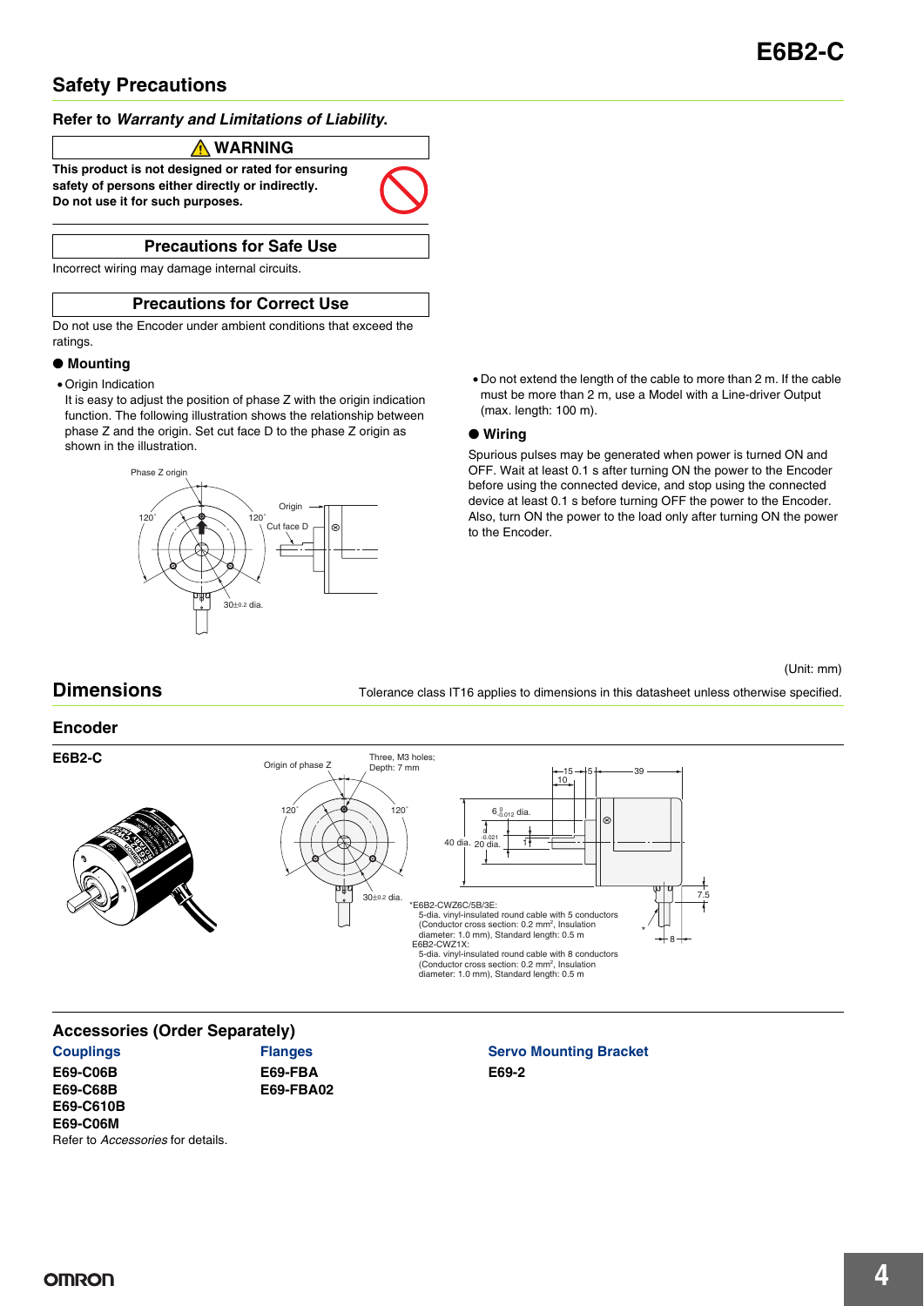# Safety Precautions

### Refer to *Warranty and Limitations of Liability*.

**WARNING**

**This product is not designed or rated for ensuring safety of persons either directly or indirectly. Do not use it for such purposes.**

**Precautions for Safe Use**

Incorrect wiring may damage internal circuits.

**Precautions for Correct Use**

Do not use the Encoder under ambient conditions that exceed the ratings.

### ● Mounting

- Origin Indication

  It is easy to adjust the position of phase Z with the origin indication function. The following illustration shows the relationship between phase Z and the origin. Set cut face D to the phase Z origin as shown in the illustration.

- Do not extend the length of the cable to more than 2 m. If the cable must be more than 2 m, use a Model with a Line-driver Output (max. length: 100 m).

### ● Wiring

Spurious pulses may be generated when power is turned ON and OFF. Wait at least 0.1 s after turning ON the power to the Encoder before using the connected device, and stop using the connected device at least 0.1 s before turning OFF the power to the Encoder. Also, turn ON the power to the load only after turning ON the power to the Encoder.

(Unit: mm)

# Dimensions

Tolerance class IT16 applies to dimensions in this datasheet unless otherwise specified.

## Encoder

### E6B2-C

*E6B2-CWZ6C/5B/3E:
5-dia. vinyl-insulated round cable with 5 conductors (Conductor cross section: 0.2 mm², Insulation diameter: 1.0 mm), Standard length: 0.5 m

E6B2-CWZ1X:
5-dia. vinyl-insulated round cable with 8 conductors (Conductor cross section: 0.2 mm², Insulation diameter: 1.0 mm), Standard length: 0.5 m

## Accessories (Order Separately)

**Couplings**
**E69-C06B**
**E69-C68B**
**E69-C610B**
**E69-C06M**
Refer to *Accessories* for details.

**Flanges**
**E69-FBA**
**E69-FBA02**

**Servo Mounting Bracket**
**E69-2**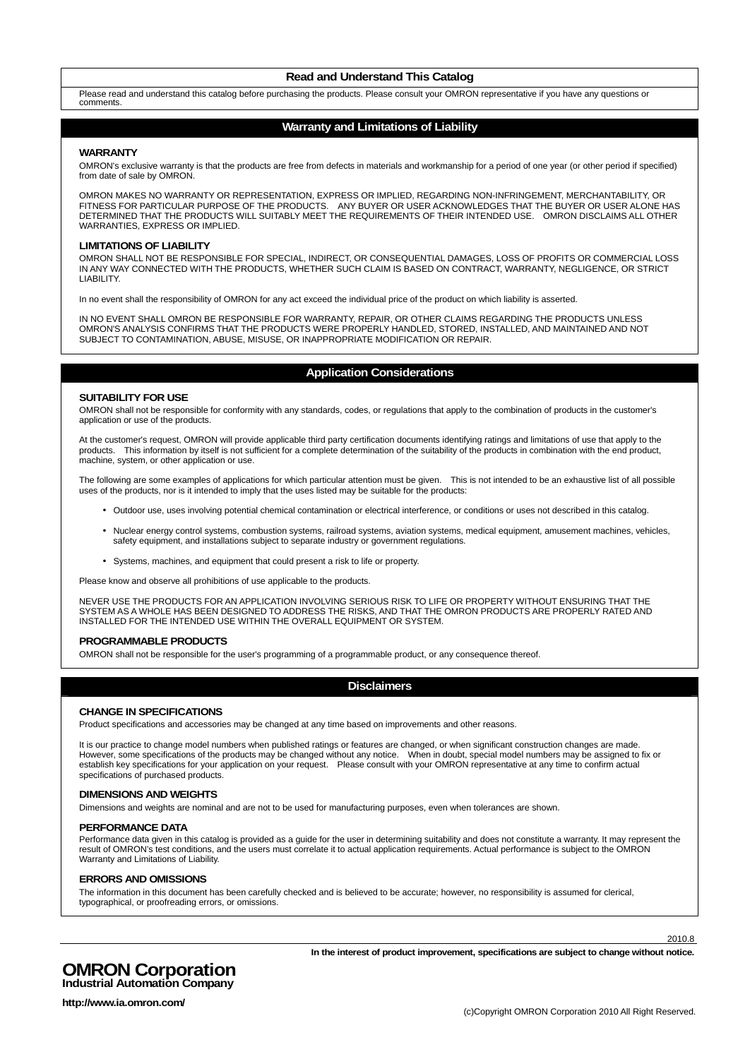## Read and Understand This Catalog

Please read and understand this catalog before purchasing the products. Please consult your OMRON representative if you have any questions or comments.

## Warranty and Limitations of Liability

### WARRANTY

OMRON's exclusive warranty is that the products are free from defects in materials and workmanship for a period of one year (or other period if specified) from date of sale by OMRON.

OMRON MAKES NO WARRANTY OR REPRESENTATION, EXPRESS OR IMPLIED, REGARDING NON-INFRINGEMENT, MERCHANTABILITY, OR FITNESS FOR PARTICULAR PURPOSE OF THE PRODUCTS. ANY BUYER OR USER ACKNOWLEDGES THAT THE BUYER OR USER ALONE HAS DETERMINED THAT THE PRODUCTS WILL SUITABLY MEET THE REQUIREMENTS OF THEIR INTENDED USE. OMRON DISCLAIMS ALL OTHER WARRANTIES, EXPRESS OR IMPLIED.

### LIMITATIONS OF LIABILITY

OMRON SHALL NOT BE RESPONSIBLE FOR SPECIAL, INDIRECT, OR CONSEQUENTIAL DAMAGES, LOSS OF PROFITS OR COMMERCIAL LOSS IN ANY WAY CONNECTED WITH THE PRODUCTS, WHETHER SUCH CLAIM IS BASED ON CONTRACT, WARRANTY, NEGLIGENCE, OR STRICT LIABILITY.

In no event shall the responsibility of OMRON for any act exceed the individual price of the product on which liability is asserted.

IN NO EVENT SHALL OMRON BE RESPONSIBLE FOR WARRANTY, REPAIR, OR OTHER CLAIMS REGARDING THE PRODUCTS UNLESS OMRON'S ANALYSIS CONFIRMS THAT THE PRODUCTS WERE PROPERLY HANDLED, STORED, INSTALLED, AND MAINTAINED AND NOT SUBJECT TO CONTAMINATION, ABUSE, MISUSE, OR INAPPROPRIATE MODIFICATION OR REPAIR.

## Application Considerations

### SUITABILITY FOR USE

OMRON shall not be responsible for conformity with any standards, codes, or regulations that apply to the combination of products in the customer's application or use of the products.

At the customer's request, OMRON will provide applicable third party certification documents identifying ratings and limitations of use that apply to the products. This information by itself is not sufficient for a complete determination of the suitability of the products in combination with the end product, machine, system, or other application or use.

The following are some examples of applications for which particular attention must be given. This is not intended to be an exhaustive list of all possible uses of the products, nor is it intended to imply that the uses listed may be suitable for the products:

- Outdoor use, uses involving potential chemical contamination or electrical interference, or conditions or uses not described in this catalog.
- Nuclear energy control systems, combustion systems, railroad systems, aviation systems, medical equipment, amusement machines, vehicles, safety equipment, and installations subject to separate industry or government regulations.
- Systems, machines, and equipment that could present a risk to life or property.

Please know and observe all prohibitions of use applicable to the products.

NEVER USE THE PRODUCTS FOR AN APPLICATION INVOLVING SERIOUS RISK TO LIFE OR PROPERTY WITHOUT ENSURING THAT THE SYSTEM AS A WHOLE HAS BEEN DESIGNED TO ADDRESS THE RISKS, AND THAT THE OMRON PRODUCTS ARE PROPERLY RATED AND INSTALLED FOR THE INTENDED USE WITHIN THE OVERALL EQUIPMENT OR SYSTEM.

### PROGRAMMABLE PRODUCTS

OMRON shall not be responsible for the user's programming of a programmable product, or any consequence thereof.

## Disclaimers

### CHANGE IN SPECIFICATIONS

Product specifications and accessories may be changed at any time based on improvements and other reasons.

It is our practice to change model numbers when published ratings or features are changed, or when significant construction changes are made. However, some specifications of the products may be changed without any notice. When in doubt, special model numbers may be assigned to fix or establish key specifications for your application on your request. Please consult with your OMRON representative at any time to confirm actual specifications of purchased products.

### DIMENSIONS AND WEIGHTS

Dimensions and weights are nominal and are not to be used for manufacturing purposes, even when tolerances are shown.

### PERFORMANCE DATA

Performance data given in this catalog is provided as a guide for the user in determining suitability and does not constitute a warranty. It may represent the result of OMRON's test conditions, and the users must correlate it to actual application requirements. Actual performance is subject to the OMRON Warranty and Limitations of Liability.

### ERRORS AND OMISSIONS

The information in this document has been carefully checked and is believed to be accurate; however, no responsibility is assumed for clerical, typographical, or proofreading errors, or omissions.

2010.8

**In the interest of product improvement, specifications are subject to change without notice.**

**OMRON Corporation**
**Industrial Automation Company**

**http://www.ia.omron.com/**

(c)Copyright OMRON Corporation 2010 All Right Reserved.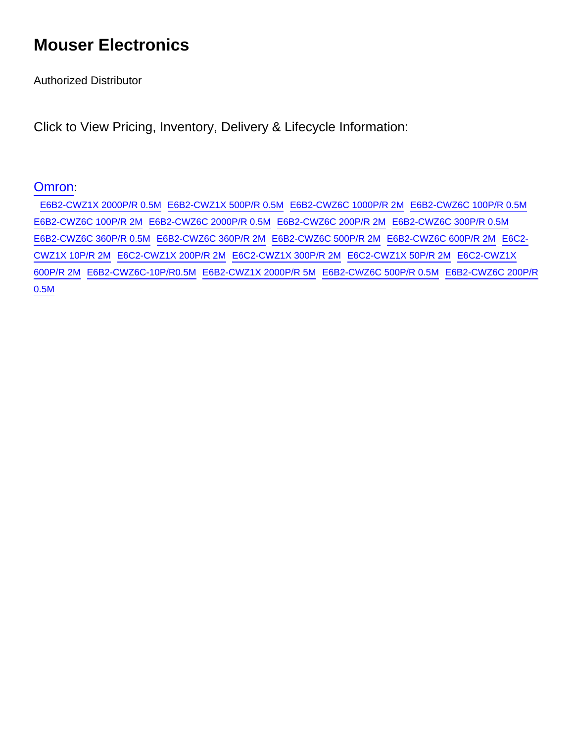# Mouser Electronics

Authorized Distributor

Click to View Pricing, Inventory, Delivery & Lifecycle Information:

Omron:

E6B2-CWZ1X 2000P/R 0.5M E6B2-CWZ1X 500P/R 0.5M E6B2-CWZ6C 1000P/R 2M E6B2-CWZ6C 100P/R 0.5M E6B2-CWZ6C 100P/R 2M E6B2-CWZ6C 2000P/R 0.5M E6B2-CWZ6C 200P/R 2M E6B2-CWZ6C 300P/R 0.5M E6B2-CWZ6C 360P/R 0.5M E6B2-CWZ6C 360P/R 2M E6B2-CWZ6C 500P/R 2M E6B2-CWZ6C 600P/R 2M E6C2-CWZ1X 10P/R 2M E6C2-CWZ1X 200P/R 2M E6C2-CWZ1X 300P/R 2M E6C2-CWZ1X 50P/R 2M E6C2-CWZ1X 600P/R 2M E6B2-CWZ6C-10P/R0.5M E6B2-CWZ1X 2000P/R 5M E6B2-CWZ6C 500P/R 0.5M E6B2-CWZ6C 200P/R 0.5M